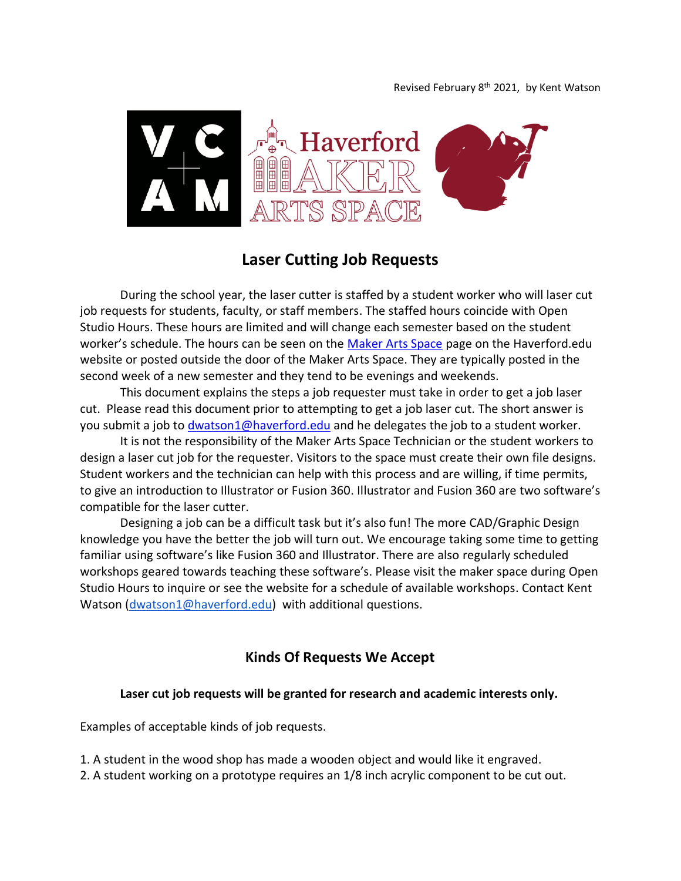Revised February 8th 2021, by Kent Watson

# Laser Cutting Job Requests

During the school year, the laser cutter is staffed by a student worker who will laser cut job requests for students, faculty, or staff members. The staffed hours coincide with Open Studio Hours. These hours are limited and will change each semester based on the student worker's schedule. The hours can be seen on the Maker Arts Space page on the Haverford.edu website or posted outside the door of the Maker Arts Space. They are typically posted in the second week of a new semester and they tend to be evenings and weekends.

This document explains the steps a job requester must take in order to get a job laser cut. Please read this document prior to attempting to get a job laser cut. The short answer is you submit a job to dwatson1@haverford.edu and he delegates the job to a student worker.

It is not the responsibility of the Maker Arts Space Technician or the student workers to design a laser cut job for the requester. Visitors to the space must create their own file designs. Student workers and the technician can help with this process and are willing, if time permits, to give an introduction to Illustrator or Fusion 360. Illustrator and Fusion 360 are two software's compatible for the laser cutter.

Designing a job can be a difficult task but it's also fun! The more CAD/Graphic Design knowledge you have the better the job will turn out. We encourage taking some time to getting familiar using software's like Fusion 360 and Illustrator. There are also regularly scheduled workshops geared towards teaching these software's. Please visit the maker space during Open Studio Hours to inquire or see the website for a schedule of available workshops. Contact Kent Watson (dwatson1@haverford.edu) with additional questions.

## Kinds Of Requests We Accept

**Laser cut job requests will be granted for research and academic interests only.**

Examples of acceptable kinds of job requests.

1. A student in the wood shop has made a wooden object and would like it engraved.
2. A student working on a prototype requires an 1/8 inch acrylic component to be cut out.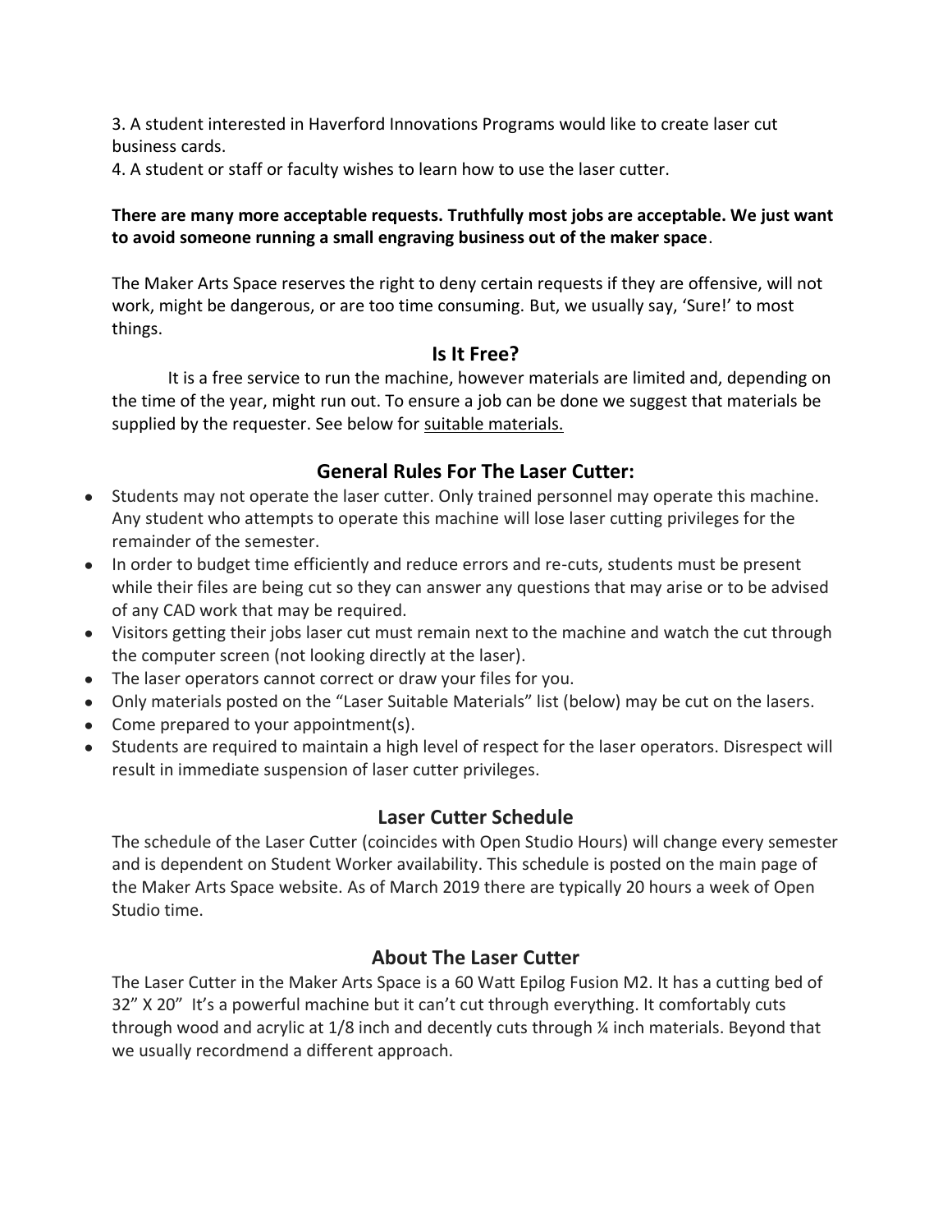3. A student interested in Haverford Innovations Programs would like to create laser cut business cards.
4. A student or staff or faculty wishes to learn how to use the laser cutter.

**There are many more acceptable requests. Truthfully most jobs are acceptable. We just want to avoid someone running a small engraving business out of the maker space**.

The Maker Arts Space reserves the right to deny certain requests if they are offensive, will not work, might be dangerous, or are too time consuming. But, we usually say, 'Sure!' to most things.

## Is It Free?

It is a free service to run the machine, however materials are limited and, depending on the time of the year, might run out. To ensure a job can be done we suggest that materials be supplied by the requester. See below for suitable materials.

## General Rules For The Laser Cutter:

- Students may not operate the laser cutter. Only trained personnel may operate this machine. Any student who attempts to operate this machine will lose laser cutting privileges for the remainder of the semester.
- In order to budget time efficiently and reduce errors and re-cuts, students must be present while their files are being cut so they can answer any questions that may arise or to be advised of any CAD work that may be required.
- Visitors getting their jobs laser cut must remain next to the machine and watch the cut through the computer screen (not looking directly at the laser).
- The laser operators cannot correct or draw your files for you.
- Only materials posted on the "Laser Suitable Materials" list (below) may be cut on the lasers.
- Come prepared to your appointment(s).
- Students are required to maintain a high level of respect for the laser operators. Disrespect will result in immediate suspension of laser cutter privileges.

## Laser Cutter Schedule

The schedule of the Laser Cutter (coincides with Open Studio Hours) will change every semester and is dependent on Student Worker availability. This schedule is posted on the main page of the Maker Arts Space website. As of March 2019 there are typically 20 hours a week of Open Studio time.

## About The Laser Cutter

The Laser Cutter in the Maker Arts Space is a 60 Watt Epilog Fusion M2. It has a cutting bed of 32" X 20" It's a powerful machine but it can't cut through everything. It comfortably cuts through wood and acrylic at 1/8 inch and decently cuts through ¼ inch materials. Beyond that we usually recordmend a different approach.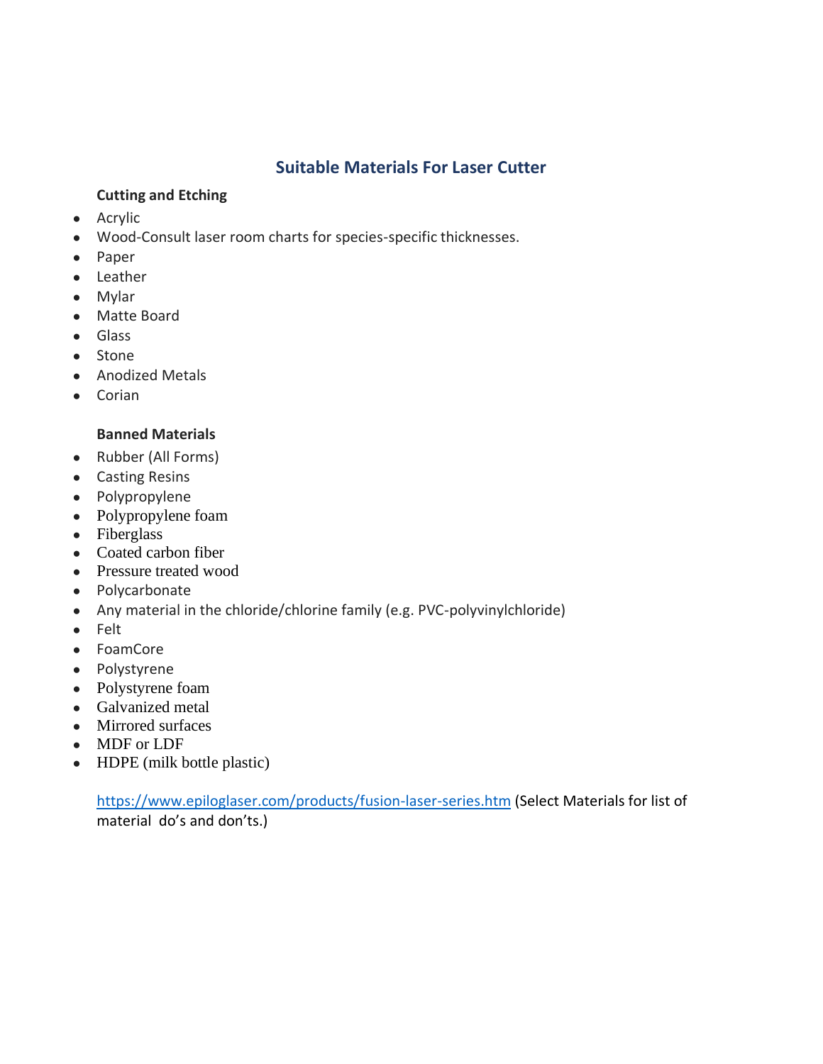# Suitable Materials For Laser Cutter

**Cutting and Etching**

- Acrylic
- Wood-Consult laser room charts for species-specific thicknesses.
- Paper
- Leather
- Mylar
- Matte Board
- Glass
- Stone
- Anodized Metals
- Corian

**Banned Materials**

- Rubber (All Forms)
- Casting Resins
- Polypropylene
- Polypropylene foam
- Fiberglass
- Coated carbon fiber
- Pressure treated wood
- Polycarbonate
- Any material in the chloride/chlorine family (e.g. PVC-polyvinylchloride)
- Felt
- FoamCore
- Polystyrene
- Polystyrene foam
- Galvanized metal
- Mirrored surfaces
- MDF or LDF
- HDPE (milk bottle plastic)

https://www.epiloglaser.com/products/fusion-laser-series.htm (Select Materials for list of material do's and don'ts.)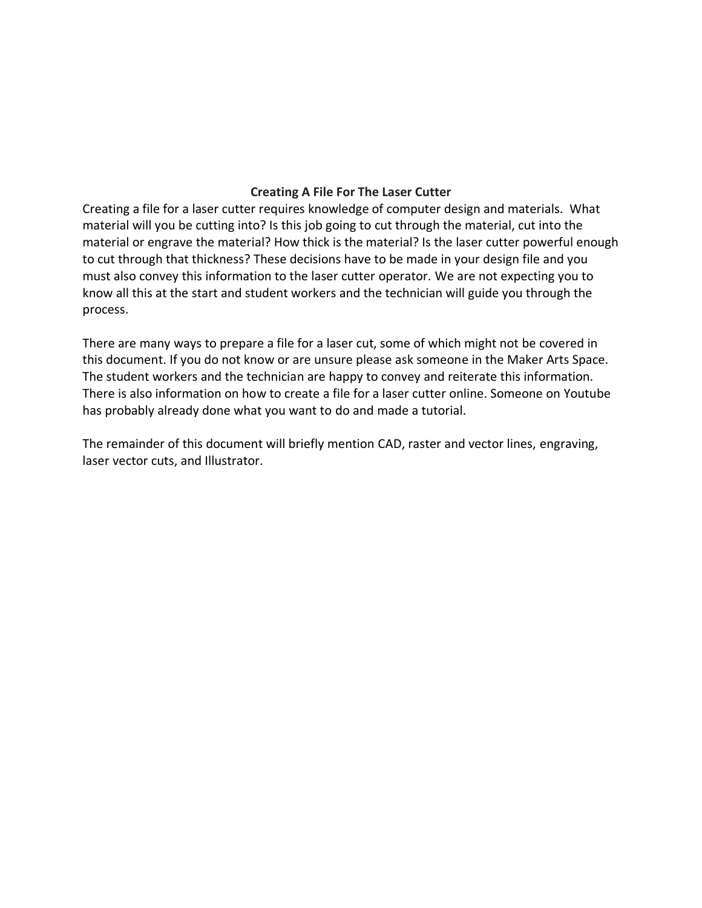## Creating A File For The Laser Cutter

Creating a file for a laser cutter requires knowledge of computer design and materials. What material will you be cutting into? Is this job going to cut through the material, cut into the material or engrave the material? How thick is the material? Is the laser cutter powerful enough to cut through that thickness? These decisions have to be made in your design file and you must also convey this information to the laser cutter operator. We are not expecting you to know all this at the start and student workers and the technician will guide you through the process.

There are many ways to prepare a file for a laser cut, some of which might not be covered in this document. If you do not know or are unsure please ask someone in the Maker Arts Space. The student workers and the technician are happy to convey and reiterate this information. There is also information on how to create a file for a laser cutter online. Someone on Youtube has probably already done what you want to do and made a tutorial.

The remainder of this document will briefly mention CAD, raster and vector lines, engraving, laser vector cuts, and Illustrator.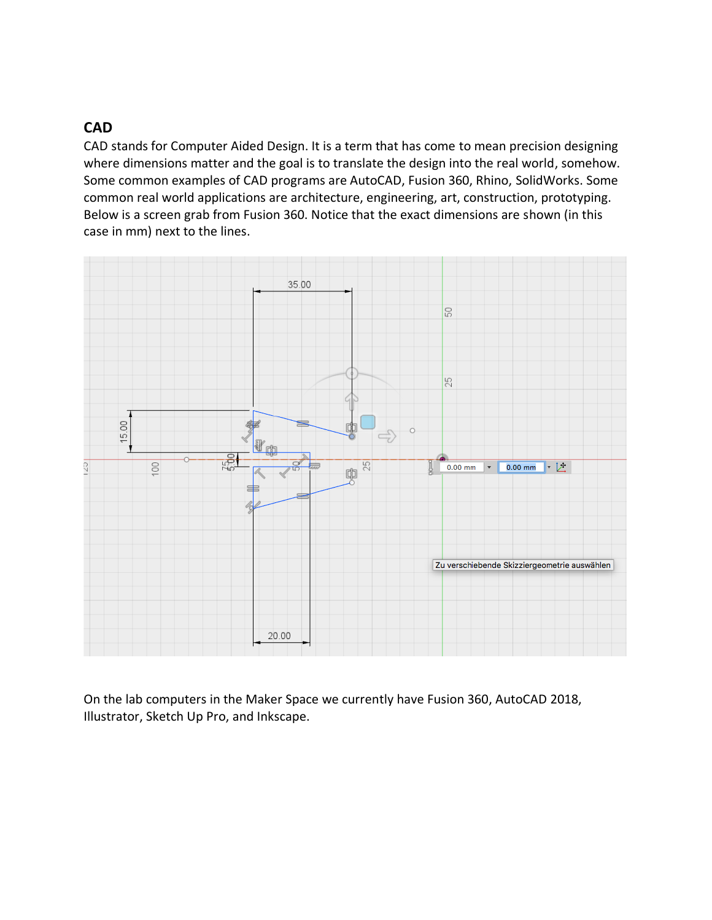## CAD

CAD stands for Computer Aided Design. It is a term that has come to mean precision designing where dimensions matter and the goal is to translate the design into the real world, somehow. Some common examples of CAD programs are AutoCAD, Fusion 360, Rhino, SolidWorks. Some common real world applications are architecture, engineering, art, construction, prototyping. Below is a screen grab from Fusion 360. Notice that the exact dimensions are shown (in this case in mm) next to the lines.

On the lab computers in the Maker Space we currently have Fusion 360, AutoCAD 2018, Illustrator, Sketch Up Pro, and Inkscape.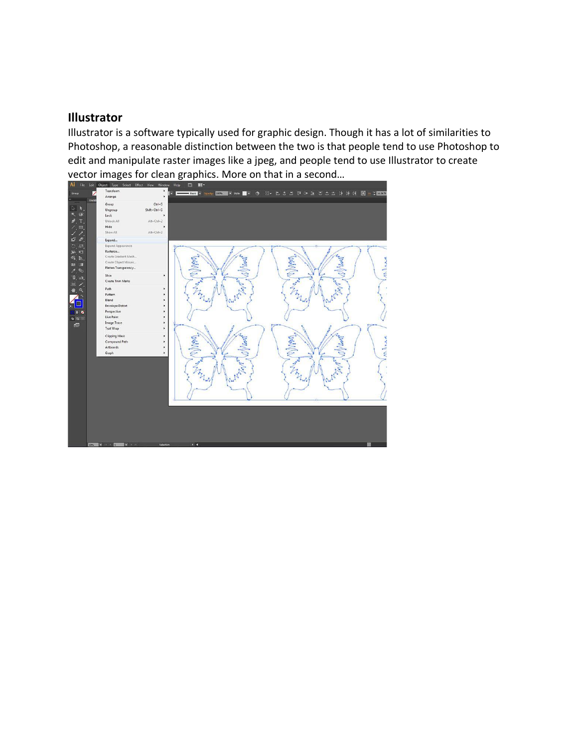## Illustrator

Illustrator is a software typically used for graphic design. Though it has a lot of similarities to Photoshop, a reasonable distinction between the two is that people tend to use Photoshop to edit and manipulate raster images like a jpeg, and people tend to use Illustrator to create vector images for clean graphics. More on that in a second…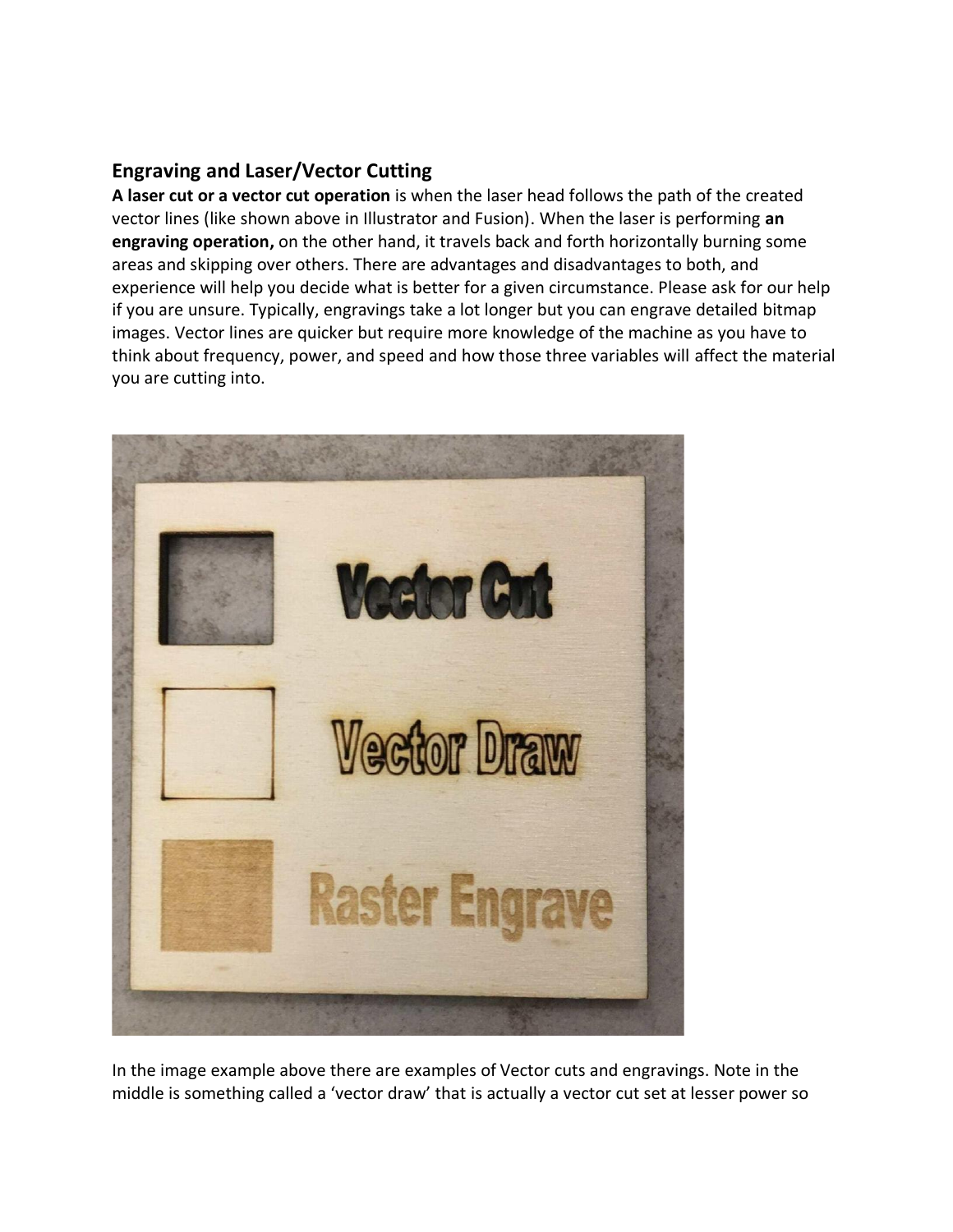## Engraving and Laser/Vector Cutting

**A laser cut or a vector cut operation** is when the laser head follows the path of the created vector lines (like shown above in Illustrator and Fusion). When the laser is performing **an engraving operation,** on the other hand, it travels back and forth horizontally burning some areas and skipping over others. There are advantages and disadvantages to both, and experience will help you decide what is better for a given circumstance. Please ask for our help if you are unsure. Typically, engravings take a lot longer but you can engrave detailed bitmap images. Vector lines are quicker but require more knowledge of the machine as you have to think about frequency, power, and speed and how those three variables will affect the material you are cutting into.

In the image example above there are examples of Vector cuts and engravings. Note in the middle is something called a 'vector draw' that is actually a vector cut set at lesser power so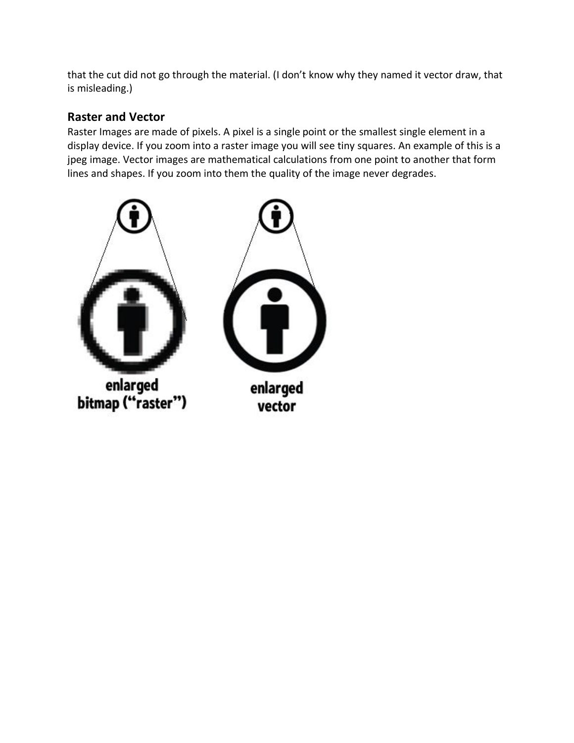that the cut did not go through the material. (I don't know why they named it vector draw, that is misleading.)

## Raster and Vector

Raster Images are made of pixels. A pixel is a single point or the smallest single element in a display device. If you zoom into a raster image you will see tiny squares. An example of this is a jpeg image. Vector images are mathematical calculations from one point to another that form lines and shapes. If you zoom into them the quality of the image never degrades.

enlarged bitmap ("raster")

enlarged vector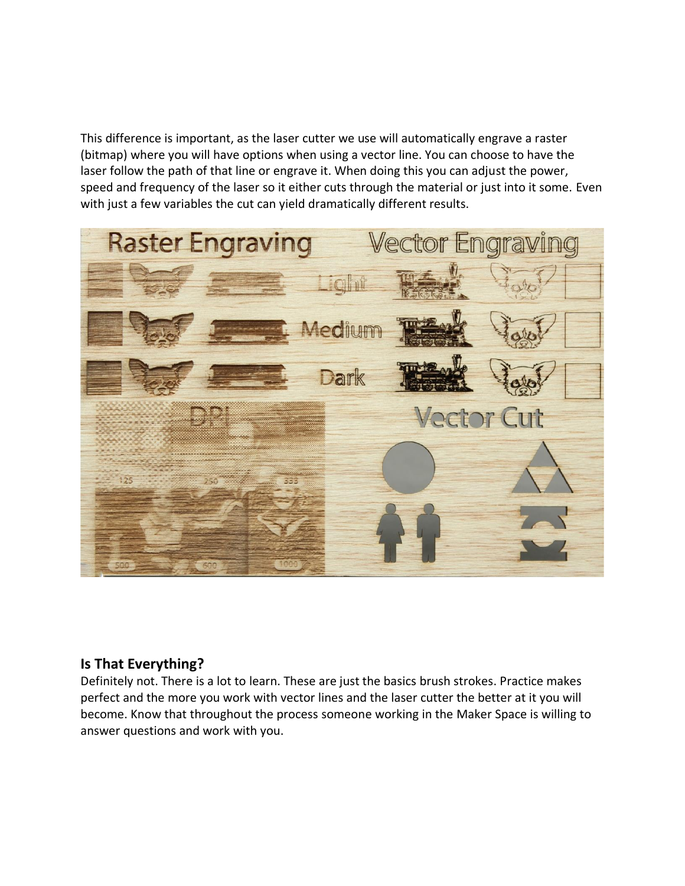This difference is important, as the laser cutter we use will automatically engrave a raster (bitmap) where you will have options when using a vector line. You can choose to have the laser follow the path of that line or engrave it. When doing this you can adjust the power, speed and frequency of the laser so it either cuts through the material or just into it some. Even with just a few variables the cut can yield dramatically different results.

## Is That Everything?

Definitely not. There is a lot to learn. These are just the basics brush strokes. Practice makes perfect and the more you work with vector lines and the laser cutter the better at it you will become. Know that throughout the process someone working in the Maker Space is willing to answer questions and work with you.